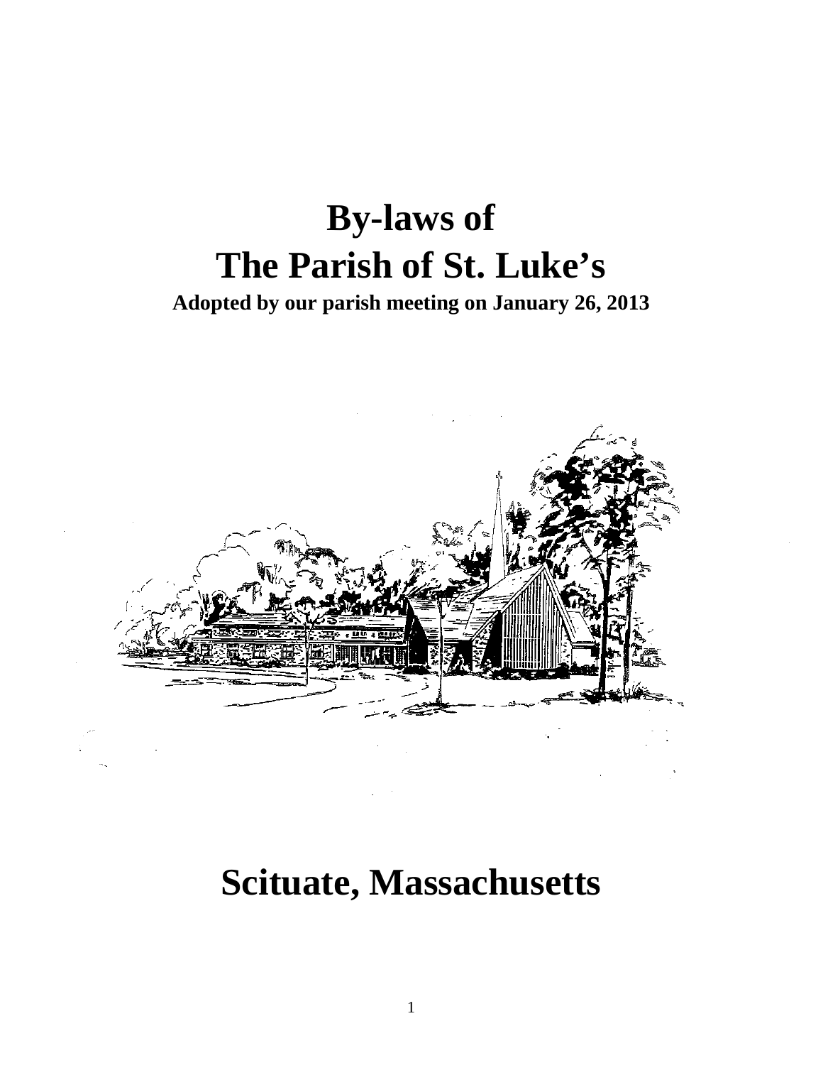# By-laws of
# The Parish of St. Luke's

**Adopted by our parish meeting on January 26, 2013**

# Scituate, Massachusetts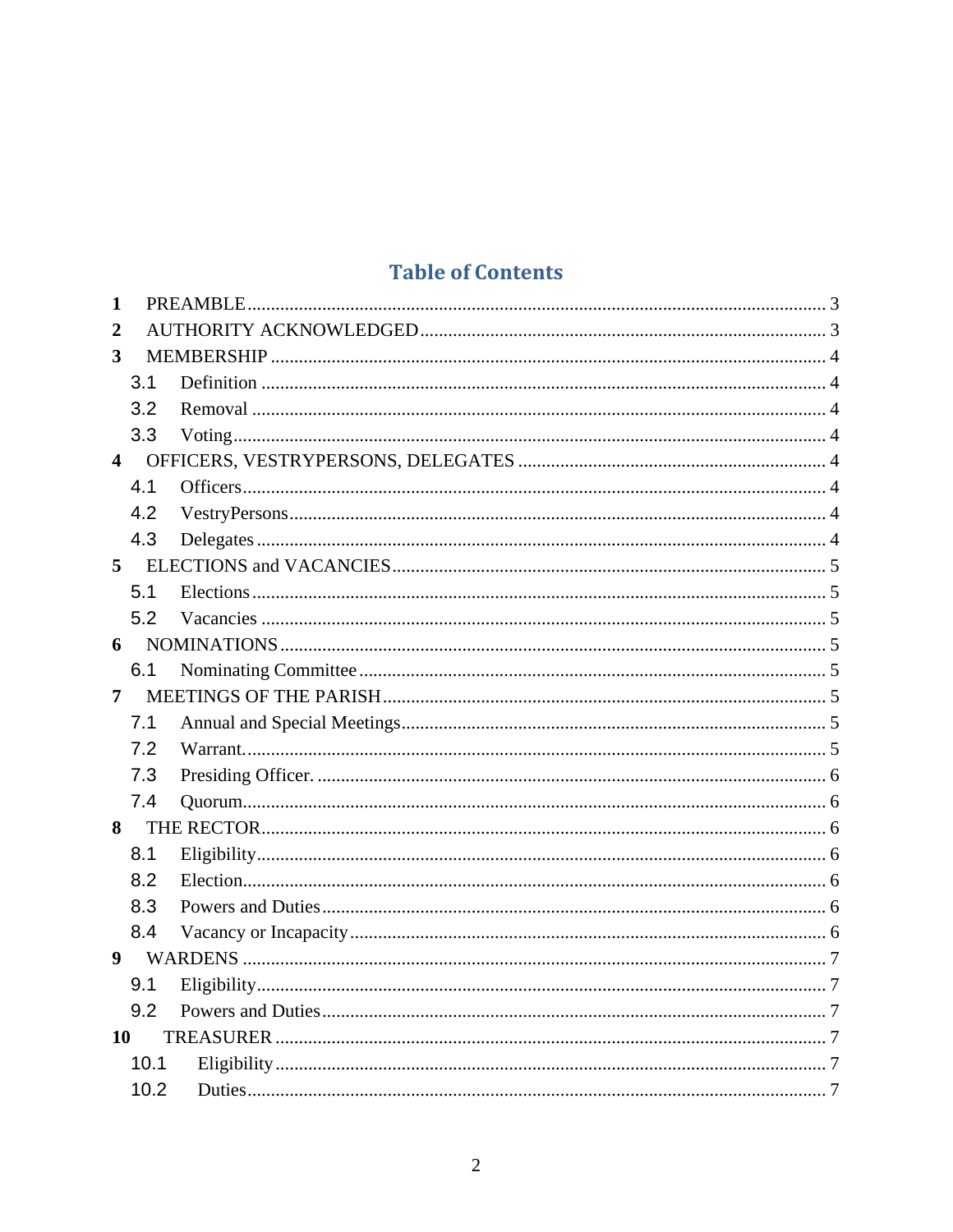## Table of Contents

1 PREAMBLE ........ 3
2 AUTHORITY ACKNOWLEDGED ........ 3
3 MEMBERSHIP ........ 4
- 3.1 Definition ........ 4
- 3.2 Removal ........ 4
- 3.3 Voting ........ 4

4 OFFICERS, VESTRYPERSONS, DELEGATES ........ 4
- 4.1 Officers ........ 4
- 4.2 VestryPersons ........ 4
- 4.3 Delegates ........ 4

5 ELECTIONS and VACANCIES ........ 5
- 5.1 Elections ........ 5
- 5.2 Vacancies ........ 5

6 NOMINATIONS ........ 5
- 6.1 Nominating Committee ........ 5

7 MEETINGS OF THE PARISH ........ 5
- 7.1 Annual and Special Meetings ........ 5
- 7.2 Warrant. ........ 5
- 7.3 Presiding Officer. ........ 6
- 7.4 Quorum ........ 6

8 THE RECTOR ........ 6
- 8.1 Eligibility ........ 6
- 8.2 Election ........ 6
- 8.3 Powers and Duties ........ 6
- 8.4 Vacancy or Incapacity ........ 6

9 WARDENS ........ 7
- 9.1 Eligibility ........ 7
- 9.2 Powers and Duties ........ 7

10 TREASURER ........ 7
- 10.1 Eligibility ........ 7
- 10.2 Duties ........ 7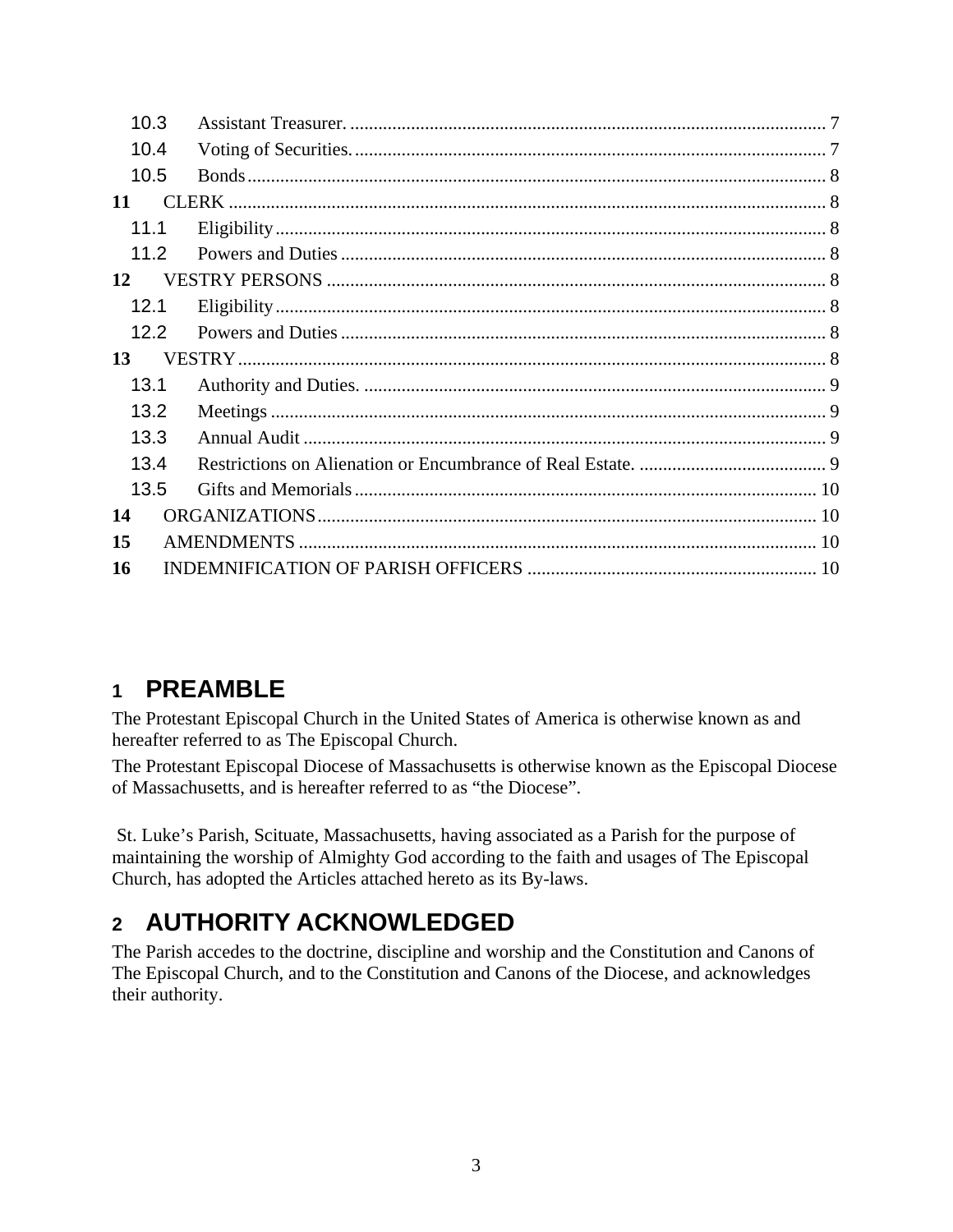10.3 Assistant Treasurer. ..... 7
10.4 Voting of Securities. ..... 7
10.5 Bonds ..... 8
11 CLERK ..... 8
11.1 Eligibility ..... 8
11.2 Powers and Duties ..... 8
12 VESTRY PERSONS ..... 8
12.1 Eligibility ..... 8
12.2 Powers and Duties ..... 8
13 VESTRY ..... 8
13.1 Authority and Duties. ..... 9
13.2 Meetings ..... 9
13.3 Annual Audit ..... 9
13.4 Restrictions on Alienation or Encumbrance of Real Estate. ..... 9
13.5 Gifts and Memorials ..... 10
14 ORGANIZATIONS ..... 10
15 AMENDMENTS ..... 10
16 INDEMNIFICATION OF PARISH OFFICERS ..... 10

# 1 PREAMBLE

The Protestant Episcopal Church in the United States of America is otherwise known as and hereafter referred to as The Episcopal Church.

The Protestant Episcopal Diocese of Massachusetts is otherwise known as the Episcopal Diocese of Massachusetts, and is hereafter referred to as "the Diocese".

St. Luke's Parish, Scituate, Massachusetts, having associated as a Parish for the purpose of maintaining the worship of Almighty God according to the faith and usages of The Episcopal Church, has adopted the Articles attached hereto as its By-laws.

# 2 AUTHORITY ACKNOWLEDGED

The Parish accedes to the doctrine, discipline and worship and the Constitution and Canons of The Episcopal Church, and to the Constitution and Canons of the Diocese, and acknowledges their authority.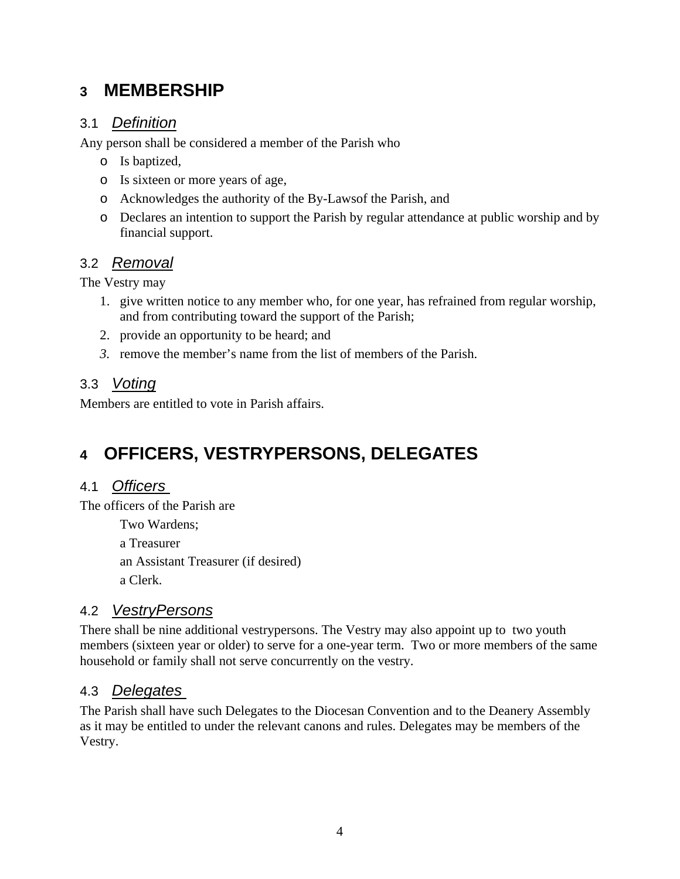# 3 MEMBERSHIP

## 3.1 *Definition*

Any person shall be considered a member of the Parish who

- Is baptized,
- Is sixteen or more years of age,
- Acknowledges the authority of the By-Lawsof the Parish, and
- Declares an intention to support the Parish by regular attendance at public worship and by financial support.

## 3.2 *Removal*

The Vestry may

1. give written notice to any member who, for one year, has refrained from regular worship, and from contributing toward the support of the Parish;
2. provide an opportunity to be heard; and
3. remove the member's name from the list of members of the Parish.

## 3.3 *Voting*

Members are entitled to vote in Parish affairs.

# 4 OFFICERS, VESTRYPERSONS, DELEGATES

## 4.1 *Officers*

The officers of the Parish are

Two Wardens;
a Treasurer
an Assistant Treasurer (if desired)
a Clerk.

## 4.2 *VestryPersons*

There shall be nine additional vestrypersons. The Vestry may also appoint up to two youth members (sixteen year or older) to serve for a one-year term. Two or more members of the same household or family shall not serve concurrently on the vestry.

## 4.3 *Delegates*

The Parish shall have such Delegates to the Diocesan Convention and to the Deanery Assembly as it may be entitled to under the relevant canons and rules. Delegates may be members of the Vestry.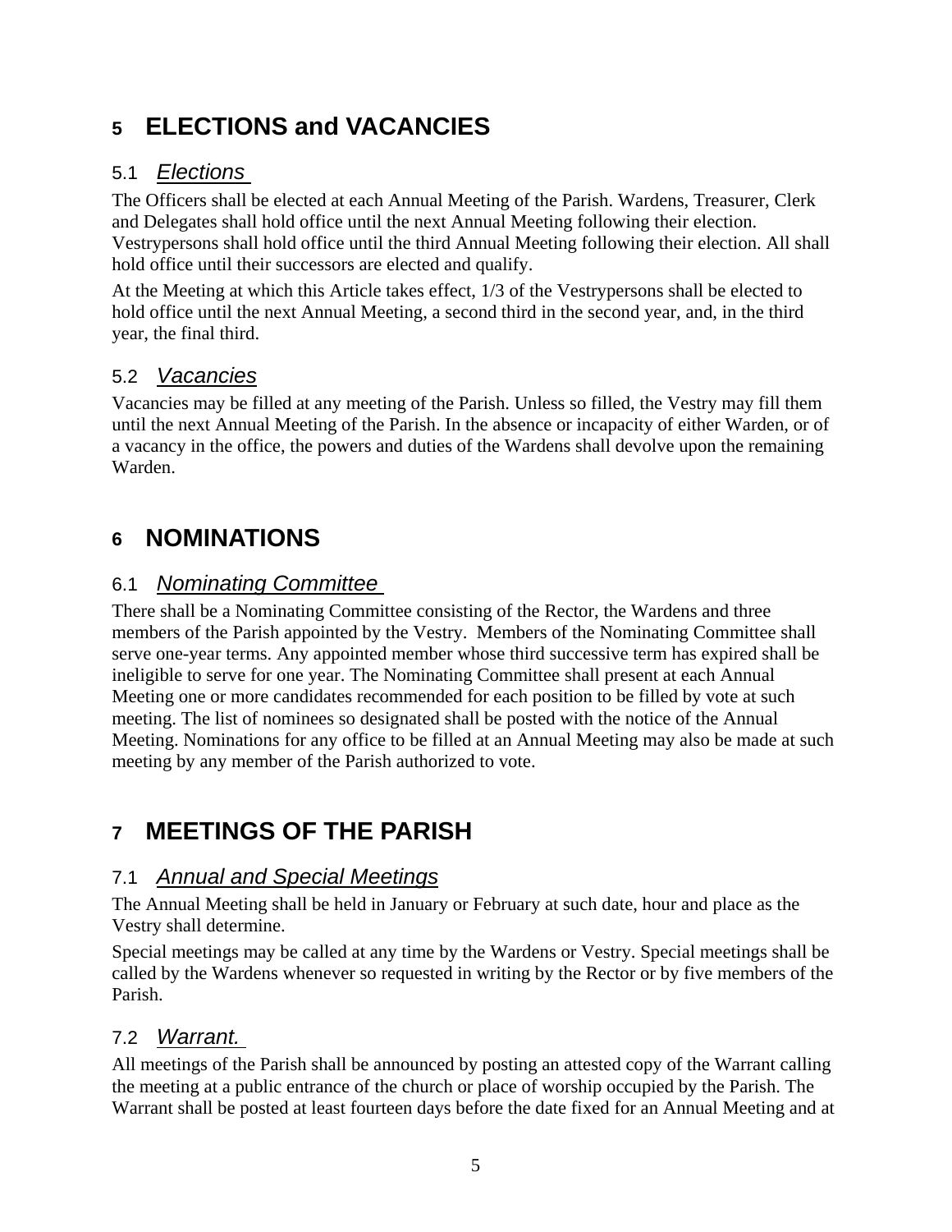# 5 ELECTIONS and VACANCIES

## 5.1 *Elections*

The Officers shall be elected at each Annual Meeting of the Parish. Wardens, Treasurer, Clerk and Delegates shall hold office until the next Annual Meeting following their election. Vestrypersons shall hold office until the third Annual Meeting following their election. All shall hold office until their successors are elected and qualify.

At the Meeting at which this Article takes effect, 1/3 of the Vestrypersons shall be elected to hold office until the next Annual Meeting, a second third in the second year, and, in the third year, the final third.

## 5.2 *Vacancies*

Vacancies may be filled at any meeting of the Parish. Unless so filled, the Vestry may fill them until the next Annual Meeting of the Parish. In the absence or incapacity of either Warden, or of a vacancy in the office, the powers and duties of the Wardens shall devolve upon the remaining Warden.

# 6 NOMINATIONS

## 6.1 *Nominating Committee*

There shall be a Nominating Committee consisting of the Rector, the Wardens and three members of the Parish appointed by the Vestry. Members of the Nominating Committee shall serve one-year terms. Any appointed member whose third successive term has expired shall be ineligible to serve for one year. The Nominating Committee shall present at each Annual Meeting one or more candidates recommended for each position to be filled by vote at such meeting. The list of nominees so designated shall be posted with the notice of the Annual Meeting. Nominations for any office to be filled at an Annual Meeting may also be made at such meeting by any member of the Parish authorized to vote.

# 7 MEETINGS OF THE PARISH

## 7.1 *Annual and Special Meetings*

The Annual Meeting shall be held in January or February at such date, hour and place as the Vestry shall determine.

Special meetings may be called at any time by the Wardens or Vestry. Special meetings shall be called by the Wardens whenever so requested in writing by the Rector or by five members of the Parish.

## 7.2 *Warrant.*

All meetings of the Parish shall be announced by posting an attested copy of the Warrant calling the meeting at a public entrance of the church or place of worship occupied by the Parish. The Warrant shall be posted at least fourteen days before the date fixed for an Annual Meeting and at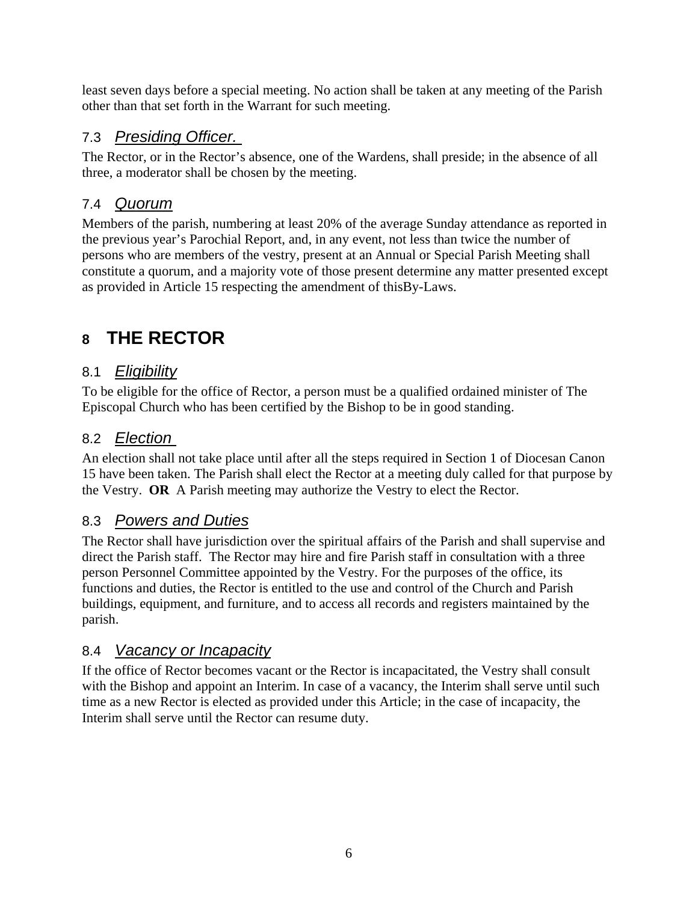least seven days before a special meeting. No action shall be taken at any meeting of the Parish other than that set forth in the Warrant for such meeting.

### 7.3 *Presiding Officer.*

The Rector, or in the Rector's absence, one of the Wardens, shall preside; in the absence of all three, a moderator shall be chosen by the meeting.

### 7.4 *Quorum*

Members of the parish, numbering at least 20% of the average Sunday attendance as reported in the previous year's Parochial Report, and, in any event, not less than twice the number of persons who are members of the vestry, present at an Annual or Special Parish Meeting shall constitute a quorum, and a majority vote of those present determine any matter presented except as provided in Article 15 respecting the amendment of thisBy-Laws.

## 8 THE RECTOR

### 8.1 *Eligibility*

To be eligible for the office of Rector, a person must be a qualified ordained minister of The Episcopal Church who has been certified by the Bishop to be in good standing.

### 8.2 *Election*

An election shall not take place until after all the steps required in Section 1 of Diocesan Canon 15 have been taken. The Parish shall elect the Rector at a meeting duly called for that purpose by the Vestry. **OR** A Parish meeting may authorize the Vestry to elect the Rector.

### 8.3 *Powers and Duties*

The Rector shall have jurisdiction over the spiritual affairs of the Parish and shall supervise and direct the Parish staff. The Rector may hire and fire Parish staff in consultation with a three person Personnel Committee appointed by the Vestry. For the purposes of the office, its functions and duties, the Rector is entitled to the use and control of the Church and Parish buildings, equipment, and furniture, and to access all records and registers maintained by the parish.

### 8.4 *Vacancy or Incapacity*

If the office of Rector becomes vacant or the Rector is incapacitated, the Vestry shall consult with the Bishop and appoint an Interim. In case of a vacancy, the Interim shall serve until such time as a new Rector is elected as provided under this Article; in the case of incapacity, the Interim shall serve until the Rector can resume duty.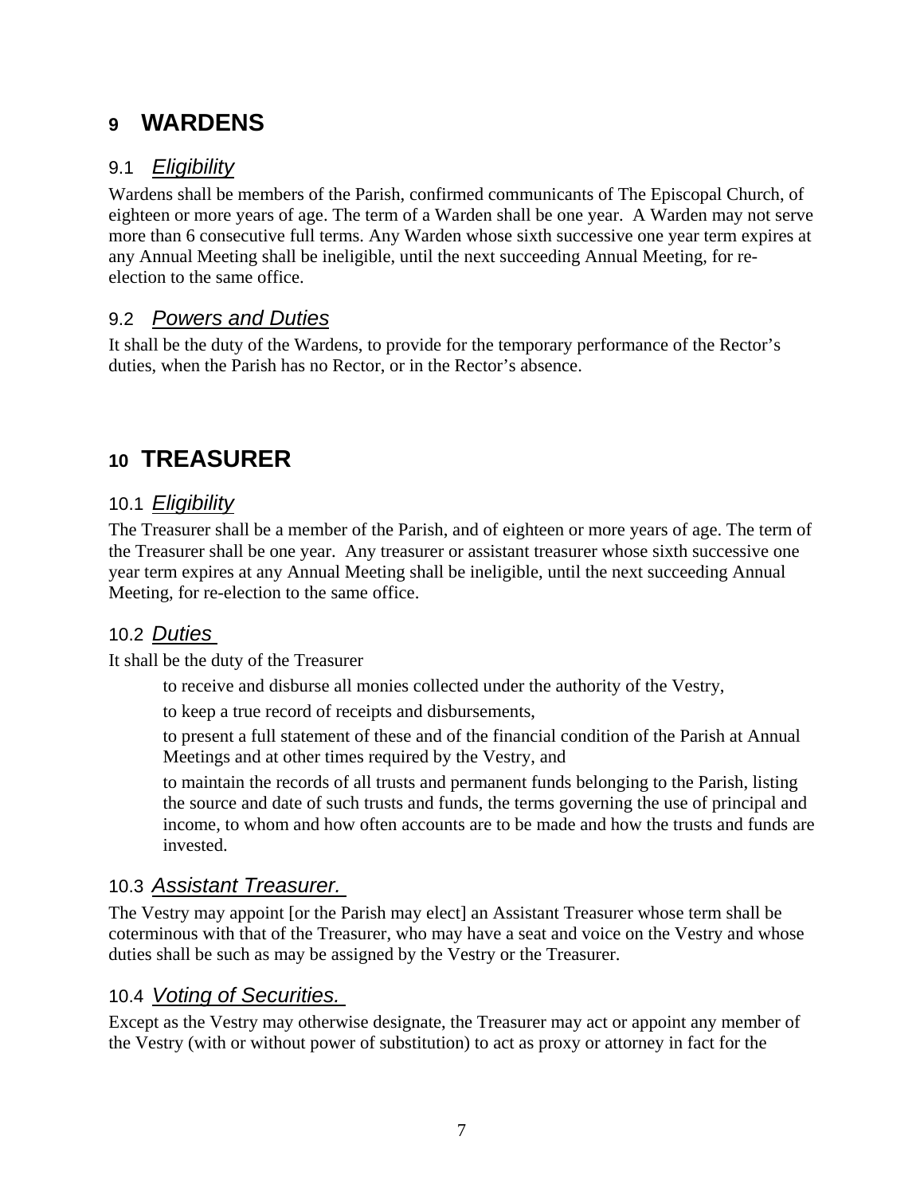# 9 WARDENS

## 9.1 *Eligibility*

Wardens shall be members of the Parish, confirmed communicants of The Episcopal Church, of eighteen or more years of age. The term of a Warden shall be one year. A Warden may not serve more than 6 consecutive full terms. Any Warden whose sixth successive one year term expires at any Annual Meeting shall be ineligible, until the next succeeding Annual Meeting, for re-election to the same office.

## 9.2 *Powers and Duties*

It shall be the duty of the Wardens, to provide for the temporary performance of the Rector's duties, when the Parish has no Rector, or in the Rector's absence.

# 10 TREASURER

## 10.1 *Eligibility*

The Treasurer shall be a member of the Parish, and of eighteen or more years of age. The term of the Treasurer shall be one year. Any treasurer or assistant treasurer whose sixth successive one year term expires at any Annual Meeting shall be ineligible, until the next succeeding Annual Meeting, for re-election to the same office.

## 10.2 *Duties*

It shall be the duty of the Treasurer

> to receive and disburse all monies collected under the authority of the Vestry,
>
> to keep a true record of receipts and disbursements,
>
> to present a full statement of these and of the financial condition of the Parish at Annual Meetings and at other times required by the Vestry, and
>
> to maintain the records of all trusts and permanent funds belonging to the Parish, listing the source and date of such trusts and funds, the terms governing the use of principal and income, to whom and how often accounts are to be made and how the trusts and funds are invested.

## 10.3 *Assistant Treasurer.*

The Vestry may appoint [or the Parish may elect] an Assistant Treasurer whose term shall be coterminous with that of the Treasurer, who may have a seat and voice on the Vestry and whose duties shall be such as may be assigned by the Vestry or the Treasurer.

## 10.4 *Voting of Securities.*

Except as the Vestry may otherwise designate, the Treasurer may act or appoint any member of the Vestry (with or without power of substitution) to act as proxy or attorney in fact for the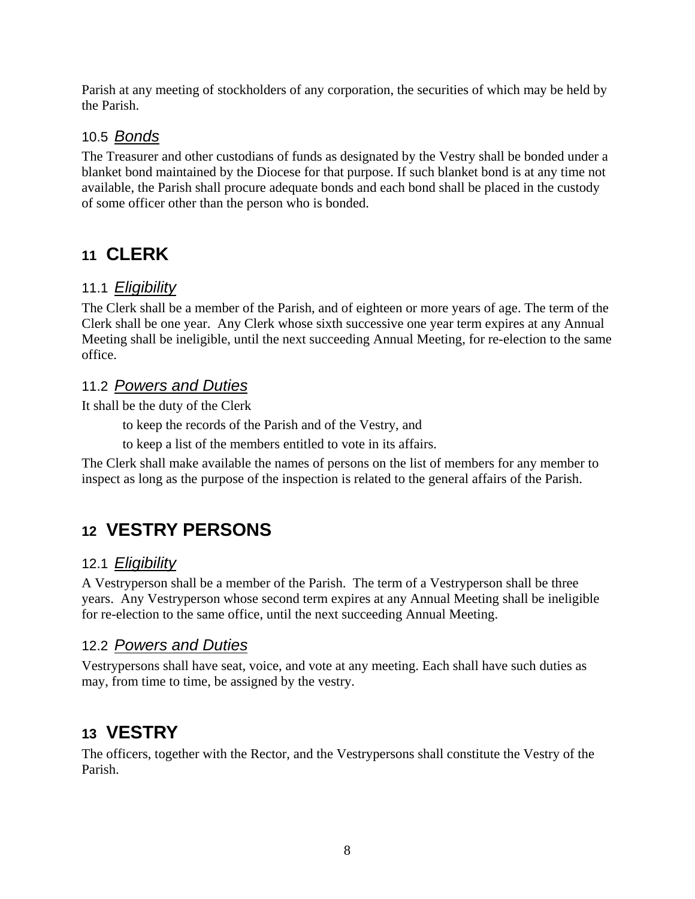Parish at any meeting of stockholders of any corporation, the securities of which may be held by the Parish.

### 10.5 *Bonds*

The Treasurer and other custodians of funds as designated by the Vestry shall be bonded under a blanket bond maintained by the Diocese for that purpose. If such blanket bond is at any time not available, the Parish shall procure adequate bonds and each bond shall be placed in the custody of some officer other than the person who is bonded.

## 11 CLERK

### 11.1 *Eligibility*

The Clerk shall be a member of the Parish, and of eighteen or more years of age. The term of the Clerk shall be one year. Any Clerk whose sixth successive one year term expires at any Annual Meeting shall be ineligible, until the next succeeding Annual Meeting, for re-election to the same office.

### 11.2 *Powers and Duties*

It shall be the duty of the Clerk

to keep the records of the Parish and of the Vestry, and

to keep a list of the members entitled to vote in its affairs.

The Clerk shall make available the names of persons on the list of members for any member to inspect as long as the purpose of the inspection is related to the general affairs of the Parish.

## 12 VESTRY PERSONS

### 12.1 *Eligibility*

A Vestryperson shall be a member of the Parish. The term of a Vestryperson shall be three years. Any Vestryperson whose second term expires at any Annual Meeting shall be ineligible for re-election to the same office, until the next succeeding Annual Meeting.

### 12.2 *Powers and Duties*

Vestrypersons shall have seat, voice, and vote at any meeting. Each shall have such duties as may, from time to time, be assigned by the vestry.

## 13 VESTRY

The officers, together with the Rector, and the Vestrypersons shall constitute the Vestry of the Parish.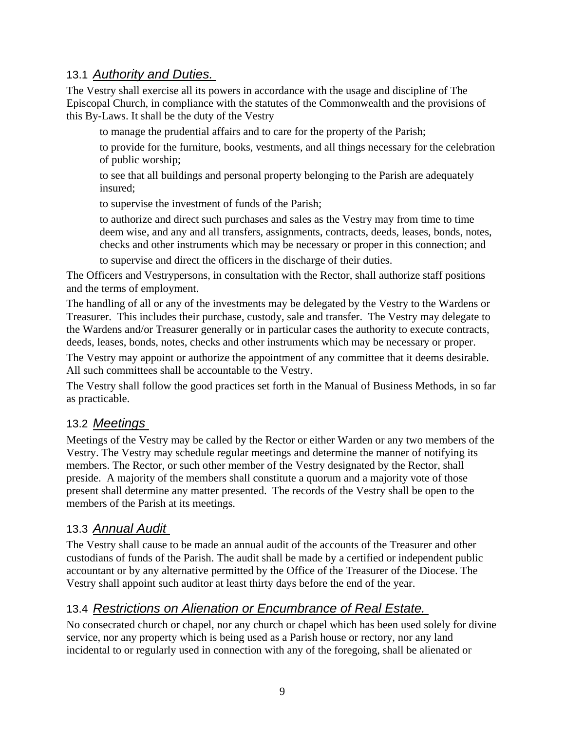### 13.1 *Authority and Duties.*

The Vestry shall exercise all its powers in accordance with the usage and discipline of The Episcopal Church, in compliance with the statutes of the Commonwealth and the provisions of this By-Laws. It shall be the duty of the Vestry

> to manage the prudential affairs and to care for the property of the Parish;
>
> to provide for the furniture, books, vestments, and all things necessary for the celebration of public worship;
>
> to see that all buildings and personal property belonging to the Parish are adequately insured;
>
> to supervise the investment of funds of the Parish;
>
> to authorize and direct such purchases and sales as the Vestry may from time to time deem wise, and any and all transfers, assignments, contracts, deeds, leases, bonds, notes, checks and other instruments which may be necessary or proper in this connection; and
>
> to supervise and direct the officers in the discharge of their duties.

The Officers and Vestrypersons, in consultation with the Rector, shall authorize staff positions and the terms of employment.

The handling of all or any of the investments may be delegated by the Vestry to the Wardens or Treasurer. This includes their purchase, custody, sale and transfer. The Vestry may delegate to the Wardens and/or Treasurer generally or in particular cases the authority to execute contracts, deeds, leases, bonds, notes, checks and other instruments which may be necessary or proper.

The Vestry may appoint or authorize the appointment of any committee that it deems desirable. All such committees shall be accountable to the Vestry.

The Vestry shall follow the good practices set forth in the Manual of Business Methods, in so far as practicable.

### 13.2 *Meetings*

Meetings of the Vestry may be called by the Rector or either Warden or any two members of the Vestry. The Vestry may schedule regular meetings and determine the manner of notifying its members. The Rector, or such other member of the Vestry designated by the Rector, shall preside. A majority of the members shall constitute a quorum and a majority vote of those present shall determine any matter presented. The records of the Vestry shall be open to the members of the Parish at its meetings.

### 13.3 *Annual Audit*

The Vestry shall cause to be made an annual audit of the accounts of the Treasurer and other custodians of funds of the Parish. The audit shall be made by a certified or independent public accountant or by any alternative permitted by the Office of the Treasurer of the Diocese. The Vestry shall appoint such auditor at least thirty days before the end of the year.

### 13.4 *Restrictions on Alienation or Encumbrance of Real Estate.*

No consecrated church or chapel, nor any church or chapel which has been used solely for divine service, nor any property which is being used as a Parish house or rectory, nor any land incidental to or regularly used in connection with any of the foregoing, shall be alienated or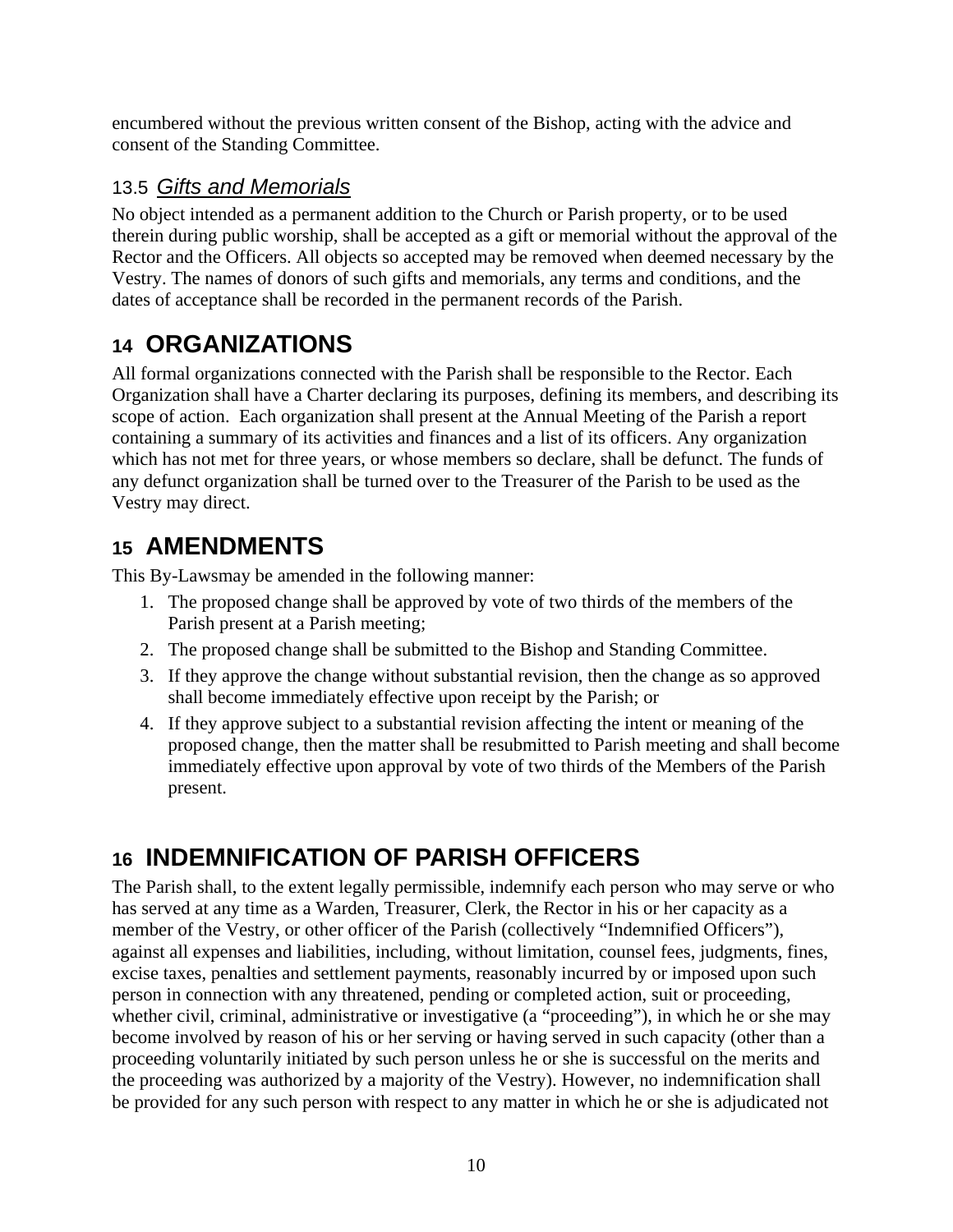encumbered without the previous written consent of the Bishop, acting with the advice and consent of the Standing Committee.

### 13.5 *Gifts and Memorials*

No object intended as a permanent addition to the Church or Parish property, or to be used therein during public worship, shall be accepted as a gift or memorial without the approval of the Rector and the Officers. All objects so accepted may be removed when deemed necessary by the Vestry. The names of donors of such gifts and memorials, any terms and conditions, and the dates of acceptance shall be recorded in the permanent records of the Parish.

## 14 ORGANIZATIONS

All formal organizations connected with the Parish shall be responsible to the Rector. Each Organization shall have a Charter declaring its purposes, defining its members, and describing its scope of action. Each organization shall present at the Annual Meeting of the Parish a report containing a summary of its activities and finances and a list of its officers. Any organization which has not met for three years, or whose members so declare, shall be defunct. The funds of any defunct organization shall be turned over to the Treasurer of the Parish to be used as the Vestry may direct.

## 15 AMENDMENTS

This By-Lawsmay be amended in the following manner:

1. The proposed change shall be approved by vote of two thirds of the members of the Parish present at a Parish meeting;
2. The proposed change shall be submitted to the Bishop and Standing Committee.
3. If they approve the change without substantial revision, then the change as so approved shall become immediately effective upon receipt by the Parish; or
4. If they approve subject to a substantial revision affecting the intent or meaning of the proposed change, then the matter shall be resubmitted to Parish meeting and shall become immediately effective upon approval by vote of two thirds of the Members of the Parish present.

## 16 INDEMNIFICATION OF PARISH OFFICERS

The Parish shall, to the extent legally permissible, indemnify each person who may serve or who has served at any time as a Warden, Treasurer, Clerk, the Rector in his or her capacity as a member of the Vestry, or other officer of the Parish (collectively "Indemnified Officers"), against all expenses and liabilities, including, without limitation, counsel fees, judgments, fines, excise taxes, penalties and settlement payments, reasonably incurred by or imposed upon such person in connection with any threatened, pending or completed action, suit or proceeding, whether civil, criminal, administrative or investigative (a "proceeding"), in which he or she may become involved by reason of his or her serving or having served in such capacity (other than a proceeding voluntarily initiated by such person unless he or she is successful on the merits and the proceeding was authorized by a majority of the Vestry). However, no indemnification shall be provided for any such person with respect to any matter in which he or she is adjudicated not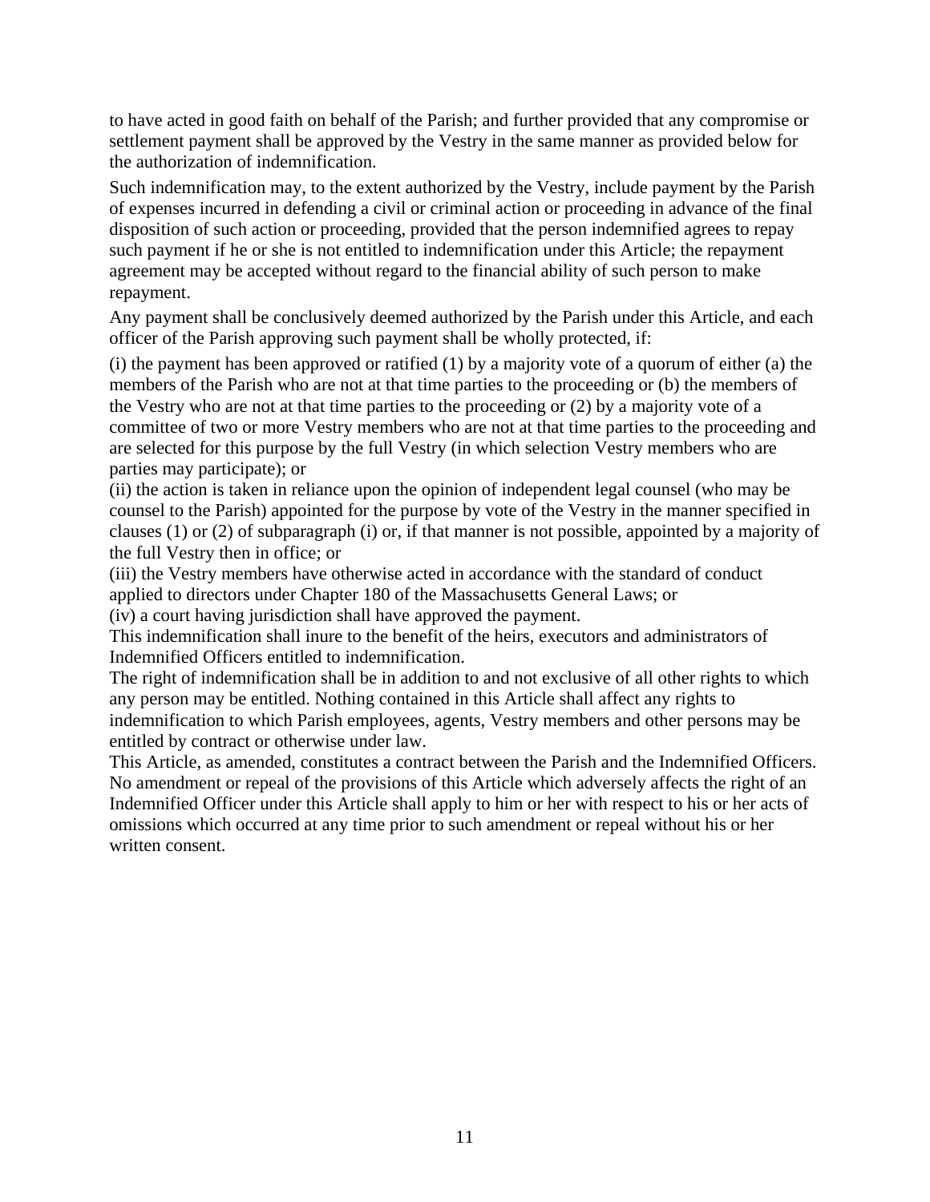to have acted in good faith on behalf of the Parish; and further provided that any compromise or settlement payment shall be approved by the Vestry in the same manner as provided below for the authorization of indemnification.

Such indemnification may, to the extent authorized by the Vestry, include payment by the Parish of expenses incurred in defending a civil or criminal action or proceeding in advance of the final disposition of such action or proceeding, provided that the person indemnified agrees to repay such payment if he or she is not entitled to indemnification under this Article; the repayment agreement may be accepted without regard to the financial ability of such person to make repayment.

Any payment shall be conclusively deemed authorized by the Parish under this Article, and each officer of the Parish approving such payment shall be wholly protected, if:

(i) the payment has been approved or ratified (1) by a majority vote of a quorum of either (a) the members of the Parish who are not at that time parties to the proceeding or (b) the members of the Vestry who are not at that time parties to the proceeding or (2) by a majority vote of a committee of two or more Vestry members who are not at that time parties to the proceeding and are selected for this purpose by the full Vestry (in which selection Vestry members who are parties may participate); or

(ii) the action is taken in reliance upon the opinion of independent legal counsel (who may be counsel to the Parish) appointed for the purpose by vote of the Vestry in the manner specified in clauses (1) or (2) of subparagraph (i) or, if that manner is not possible, appointed by a majority of the full Vestry then in office; or

(iii) the Vestry members have otherwise acted in accordance with the standard of conduct applied to directors under Chapter 180 of the Massachusetts General Laws; or

(iv) a court having jurisdiction shall have approved the payment.

This indemnification shall inure to the benefit of the heirs, executors and administrators of Indemnified Officers entitled to indemnification.

The right of indemnification shall be in addition to and not exclusive of all other rights to which any person may be entitled. Nothing contained in this Article shall affect any rights to indemnification to which Parish employees, agents, Vestry members and other persons may be entitled by contract or otherwise under law.

This Article, as amended, constitutes a contract between the Parish and the Indemnified Officers. No amendment or repeal of the provisions of this Article which adversely affects the right of an Indemnified Officer under this Article shall apply to him or her with respect to his or her acts of omissions which occurred at any time prior to such amendment or repeal without his or her written consent.